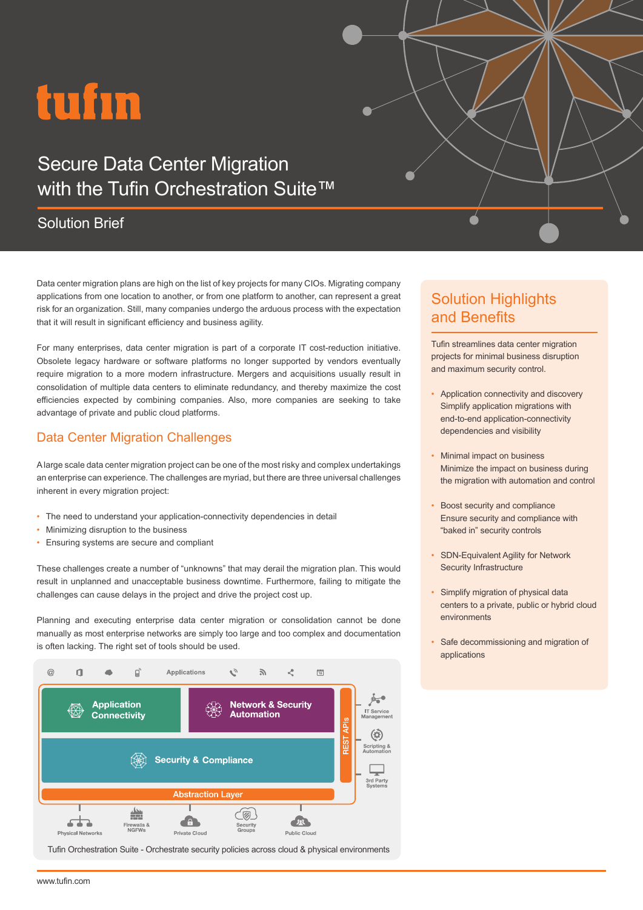tufin

# Secure Data Center Migration with the Tufin Orchestration Suite™

## Solution Brief

Data center migration plans are high on the list of key projects for many CIOs. Migrating company applications from one location to another, or from one platform to another, can represent a great risk for an organization. Still, many companies undergo the arduous process with the expectation that it will result in significant efficiency and business agility.

For many enterprises, data center migration is part of a corporate IT cost-reduction initiative. Obsolete legacy hardware or software platforms no longer supported by vendors eventually require migration to a more modern infrastructure. Mergers and acquisitions usually result in consolidation of multiple data centers to eliminate redundancy, and thereby maximize the cost efficiencies expected by combining companies. Also, more companies are seeking to take advantage of private and public cloud platforms.

## Data Center Migration Challenges

A large scale data center migration project can be one of the most risky and complex undertakings an enterprise can experience. The challenges are myriad, but there are three universal challenges inherent in every migration project:

- The need to understand your application-connectivity dependencies in detail
- Minimizing disruption to the business
- Ensuring systems are secure and compliant

These challenges create a number of "unknowns" that may derail the migration plan. This would result in unplanned and unacceptable business downtime. Furthermore, failing to mitigate the challenges can cause delays in the project and drive the project cost up.

Planning and executing enterprise data center migration or consolidation cannot be done manually as most enterprise networks are simply too large and too complex and documentation is often lacking. The right set of tools should be used.

Applications

Application Connectivity | Network & Security Automation | Security & Compliance | Abstraction Layer | REST APIs

IT Service Management | Scripting & Automation | 3rd Party Systems

Physical Networks | Firewalls & NGFWs | Private Cloud | Security Groups | Public Cloud

Tufin Orchestration Suite - Orchestrate security policies across cloud & physical environments

## Solution Highlights and Benefits

Tufin streamlines data center migration projects for minimal business disruption and maximum security control.

- Application connectivity and discovery
  Simplify application migrations with end-to-end application-connectivity dependencies and visibility
- Minimal impact on business
  Minimize the impact on business during the migration with automation and control
- Boost security and compliance
  Ensure security and compliance with "baked in" security controls
- SDN-Equivalent Agility for Network Security Infrastructure
- Simplify migration of physical data centers to a private, public or hybrid cloud environments
- Safe decommissioning and migration of applications

www.tufin.com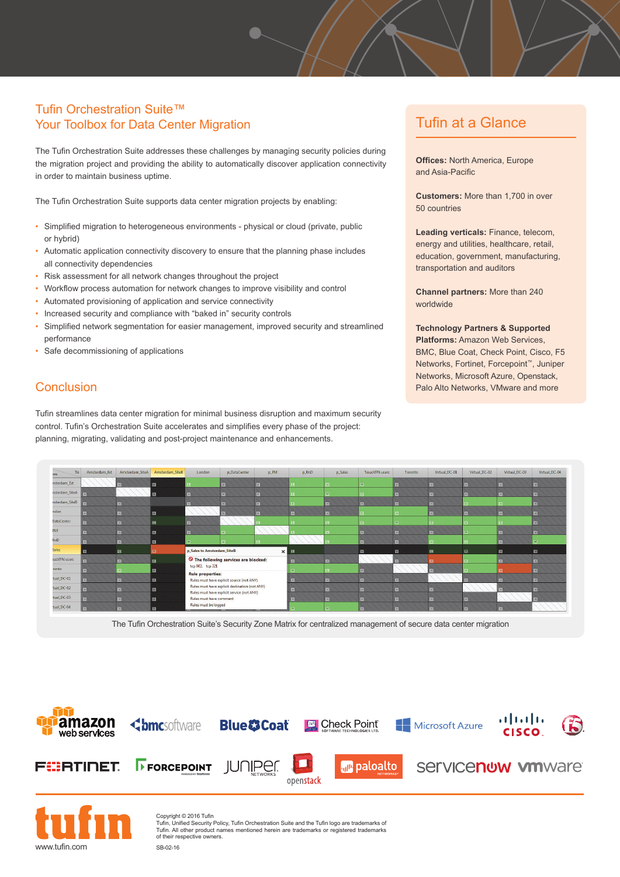## Tufin Orchestration Suite™
## Your Toolbox for Data Center Migration

The Tufin Orchestration Suite addresses these challenges by managing security policies during the migration project and providing the ability to automatically discover application connectivity in order to maintain business uptime.

The Tufin Orchestration Suite supports data center migration projects by enabling:

- Simplified migration to heterogeneous environments - physical or cloud (private, public or hybrid)
- Automatic application connectivity discovery to ensure that the planning phase includes all connectivity dependencies
- Risk assessment for all network changes throughout the project
- Workflow process automation for network changes to improve visibility and control
- Automated provisioning of application and service connectivity
- Increased security and compliance with "baked in" security controls
- Simplified network segmentation for easier management, improved security and streamlined performance
- Safe decommissioning of applications

## Conclusion

Tufin streamlines data center migration for minimal business disruption and maximum security control. Tufin's Orchestration Suite accelerates and simplifies every phase of the project: planning, migrating, validating and post-project maintenance and enhancements.

## Tufin at a Glance

**Offices:** North America, Europe and Asia-Pacific

**Customers:** More than 1,700 in over 50 countries

**Leading verticals:** Finance, telecom, energy and utilities, healthcare, retail, education, government, manufacturing, transportation and auditors

**Channel partners:** More than 240 worldwide

**Technology Partners & Supported Platforms:** Amazon Web Services, BMC, Blue Coat, Check Point, Cisco, F5 Networks, Fortinet, Forcepoint™, Juniper Networks, Microsoft Azure, Openstack, Palo Alto Networks, VMware and more

The Tufin Orchestration Suite's Security Zone Matrix for centralized management of secure data center migration

www.tufin.com

Copyright © 2016 Tufin
Tufin, Unified Security Policy, Tufin Orchestration Suite and the Tufin logo are trademarks of Tufin. All other product names mentioned herein are trademarks or registered trademarks of their respective owners.

SB-02-16